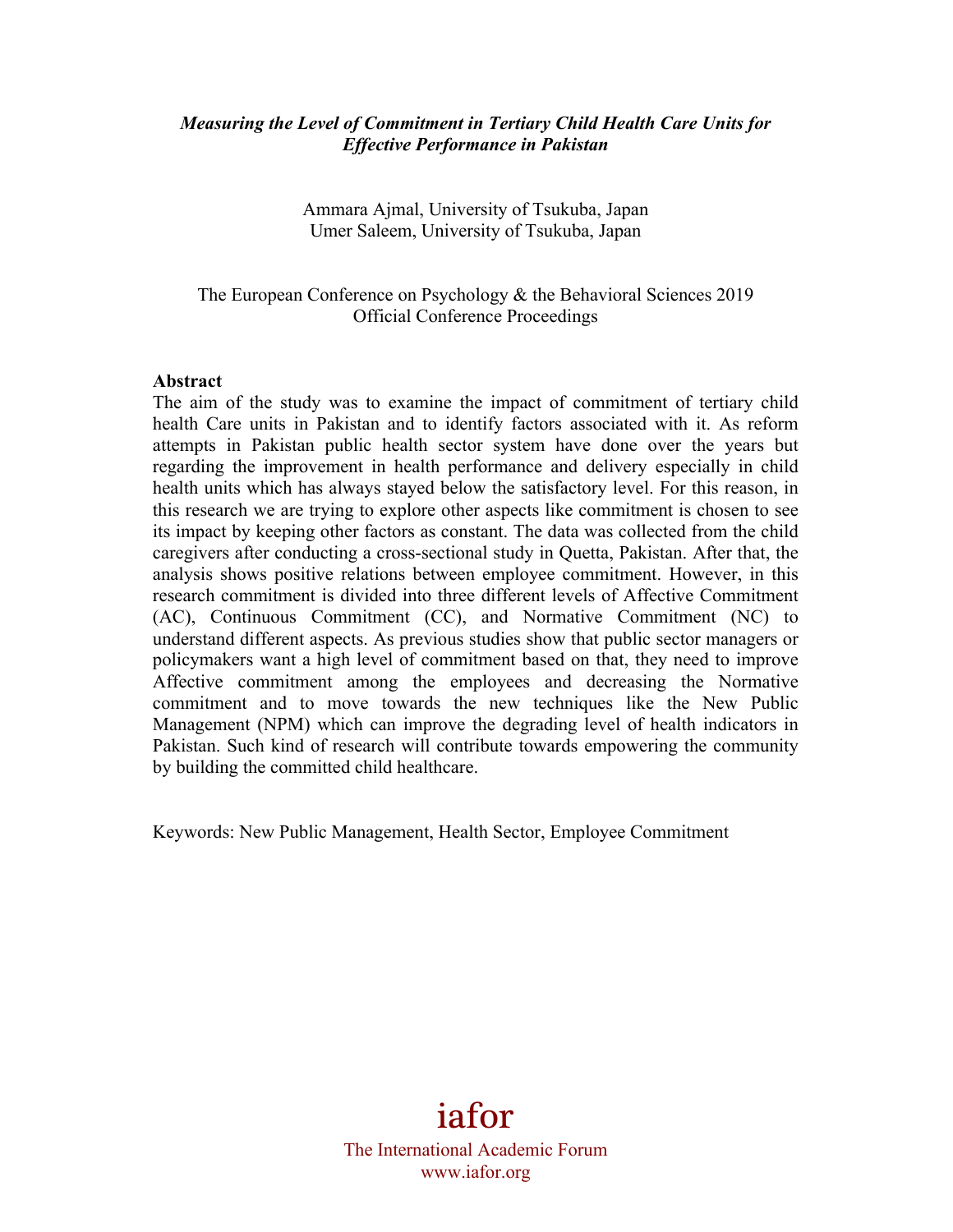*Measuring the Level of Commitment in Tertiary Child Health Care Units for Effective Performance in Pakistan*

Ammara Ajmal, University of Tsukuba, Japan
Umer Saleem, University of Tsukuba, Japan

The European Conference on Psychology & the Behavioral Sciences 2019
Official Conference Proceedings

**Abstract**

The aim of the study was to examine the impact of commitment of tertiary child health Care units in Pakistan and to identify factors associated with it. As reform attempts in Pakistan public health sector system have done over the years but regarding the improvement in health performance and delivery especially in child health units which has always stayed below the satisfactory level. For this reason, in this research we are trying to explore other aspects like commitment is chosen to see its impact by keeping other factors as constant. The data was collected from the child caregivers after conducting a cross-sectional study in Quetta, Pakistan. After that, the analysis shows positive relations between employee commitment. However, in this research commitment is divided into three different levels of Affective Commitment (AC), Continuous Commitment (CC), and Normative Commitment (NC) to understand different aspects. As previous studies show that public sector managers or policymakers want a high level of commitment based on that, they need to improve Affective commitment among the employees and decreasing the Normative commitment and to move towards the new techniques like the New Public Management (NPM) which can improve the degrading level of health indicators in Pakistan. Such kind of research will contribute towards empowering the community by building the committed child healthcare.

Keywords: New Public Management, Health Sector, Employee Commitment

iafor
The International Academic Forum
www.iafor.org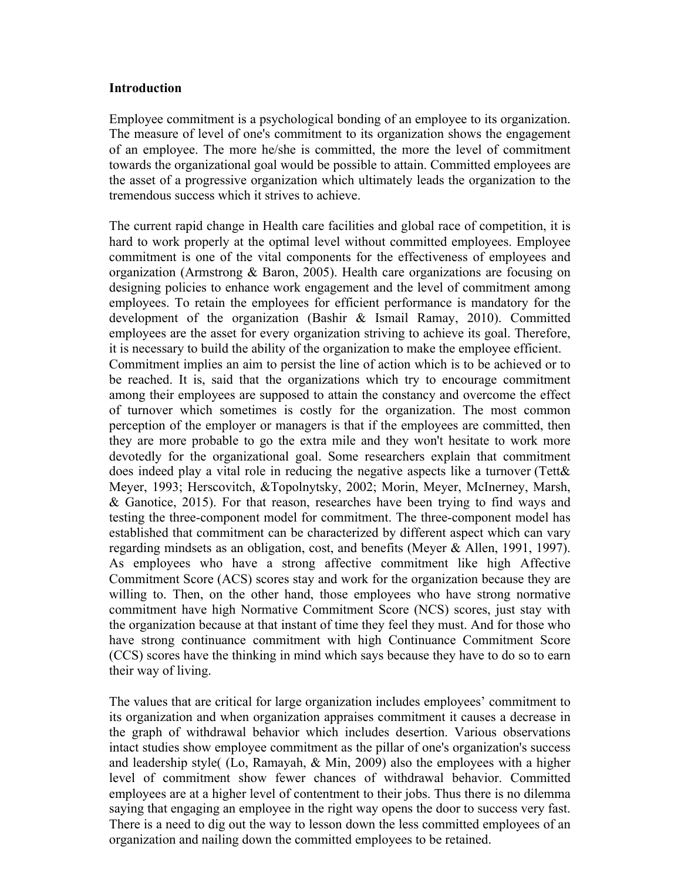**Introduction**

Employee commitment is a psychological bonding of an employee to its organization. The measure of level of one's commitment to its organization shows the engagement of an employee. The more he/she is committed, the more the level of commitment towards the organizational goal would be possible to attain. Committed employees are the asset of a progressive organization which ultimately leads the organization to the tremendous success which it strives to achieve.

The current rapid change in Health care facilities and global race of competition, it is hard to work properly at the optimal level without committed employees. Employee commitment is one of the vital components for the effectiveness of employees and organization (Armstrong & Baron, 2005). Health care organizations are focusing on designing policies to enhance work engagement and the level of commitment among employees. To retain the employees for efficient performance is mandatory for the development of the organization (Bashir & Ismail Ramay, 2010). Committed employees are the asset for every organization striving to achieve its goal. Therefore, it is necessary to build the ability of the organization to make the employee efficient. Commitment implies an aim to persist the line of action which is to be achieved or to be reached. It is, said that the organizations which try to encourage commitment among their employees are supposed to attain the constancy and overcome the effect of turnover which sometimes is costly for the organization. The most common perception of the employer or managers is that if the employees are committed, then they are more probable to go the extra mile and they won't hesitate to work more devotedly for the organizational goal. Some researchers explain that commitment does indeed play a vital role in reducing the negative aspects like a turnover (Tett& Meyer, 1993; Herscovitch, &Topolnytsky, 2002; Morin, Meyer, McInerney, Marsh, & Ganotice, 2015). For that reason, researches have been trying to find ways and testing the three-component model for commitment. The three-component model has established that commitment can be characterized by different aspect which can vary regarding mindsets as an obligation, cost, and benefits (Meyer & Allen, 1991, 1997). As employees who have a strong affective commitment like high Affective Commitment Score (ACS) scores stay and work for the organization because they are willing to. Then, on the other hand, those employees who have strong normative commitment have high Normative Commitment Score (NCS) scores, just stay with the organization because at that instant of time they feel they must. And for those who have strong continuance commitment with high Continuance Commitment Score (CCS) scores have the thinking in mind which says because they have to do so to earn their way of living.

The values that are critical for large organization includes employees' commitment to its organization and when organization appraises commitment it causes a decrease in the graph of withdrawal behavior which includes desertion. Various observations intact studies show employee commitment as the pillar of one's organization's success and leadership style( (Lo, Ramayah, & Min, 2009) also the employees with a higher level of commitment show fewer chances of withdrawal behavior. Committed employees are at a higher level of contentment to their jobs. Thus there is no dilemma saying that engaging an employee in the right way opens the door to success very fast. There is a need to dig out the way to lesson down the less committed employees of an organization and nailing down the committed employees to be retained.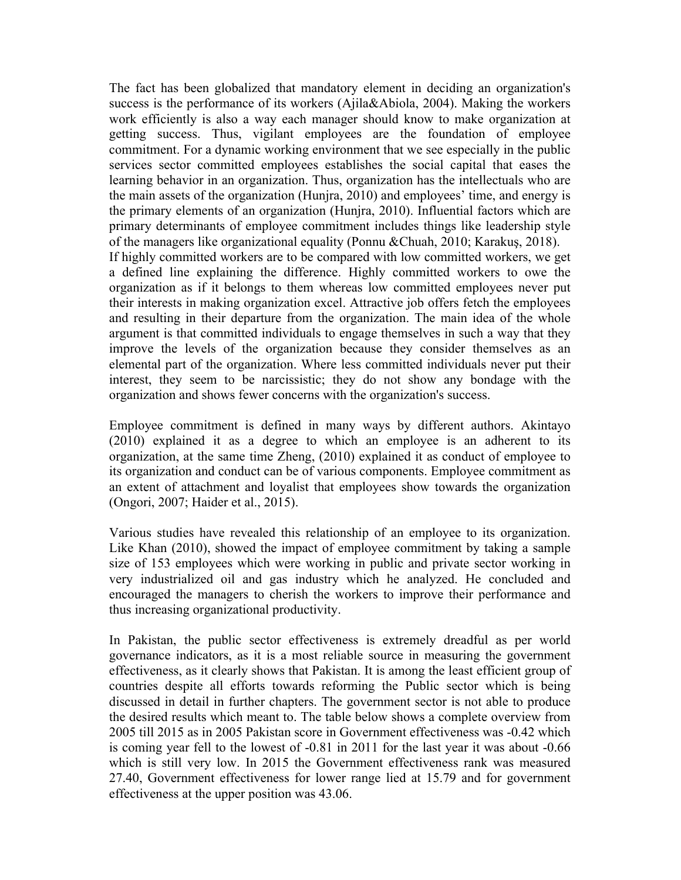The fact has been globalized that mandatory element in deciding an organization's success is the performance of its workers (Ajila&Abiola, 2004). Making the workers work efficiently is also a way each manager should know to make organization at getting success. Thus, vigilant employees are the foundation of employee commitment. For a dynamic working environment that we see especially in the public services sector committed employees establishes the social capital that eases the learning behavior in an organization. Thus, organization has the intellectuals who are the main assets of the organization (Hunjra, 2010) and employees' time, and energy is the primary elements of an organization (Hunjra, 2010). Influential factors which are primary determinants of employee commitment includes things like leadership style of the managers like organizational equality (Ponnu &Chuah, 2010; Karakuş, 2018).

If highly committed workers are to be compared with low committed workers, we get a defined line explaining the difference. Highly committed workers to owe the organization as if it belongs to them whereas low committed employees never put their interests in making organization excel. Attractive job offers fetch the employees and resulting in their departure from the organization. The main idea of the whole argument is that committed individuals to engage themselves in such a way that they improve the levels of the organization because they consider themselves as an elemental part of the organization. Where less committed individuals never put their interest, they seem to be narcissistic; they do not show any bondage with the organization and shows fewer concerns with the organization's success.

Employee commitment is defined in many ways by different authors. Akintayo (2010) explained it as a degree to which an employee is an adherent to its organization, at the same time Zheng, (2010) explained it as conduct of employee to its organization and conduct can be of various components. Employee commitment as an extent of attachment and loyalist that employees show towards the organization (Ongori, 2007; Haider et al., 2015).

Various studies have revealed this relationship of an employee to its organization. Like Khan (2010), showed the impact of employee commitment by taking a sample size of 153 employees which were working in public and private sector working in very industrialized oil and gas industry which he analyzed. He concluded and encouraged the managers to cherish the workers to improve their performance and thus increasing organizational productivity.

In Pakistan, the public sector effectiveness is extremely dreadful as per world governance indicators, as it is a most reliable source in measuring the government effectiveness, as it clearly shows that Pakistan. It is among the least efficient group of countries despite all efforts towards reforming the Public sector which is being discussed in detail in further chapters. The government sector is not able to produce the desired results which meant to. The table below shows a complete overview from 2005 till 2015 as in 2005 Pakistan score in Government effectiveness was -0.42 which is coming year fell to the lowest of -0.81 in 2011 for the last year it was about -0.66 which is still very low. In 2015 the Government effectiveness rank was measured 27.40, Government effectiveness for lower range lied at 15.79 and for government effectiveness at the upper position was 43.06.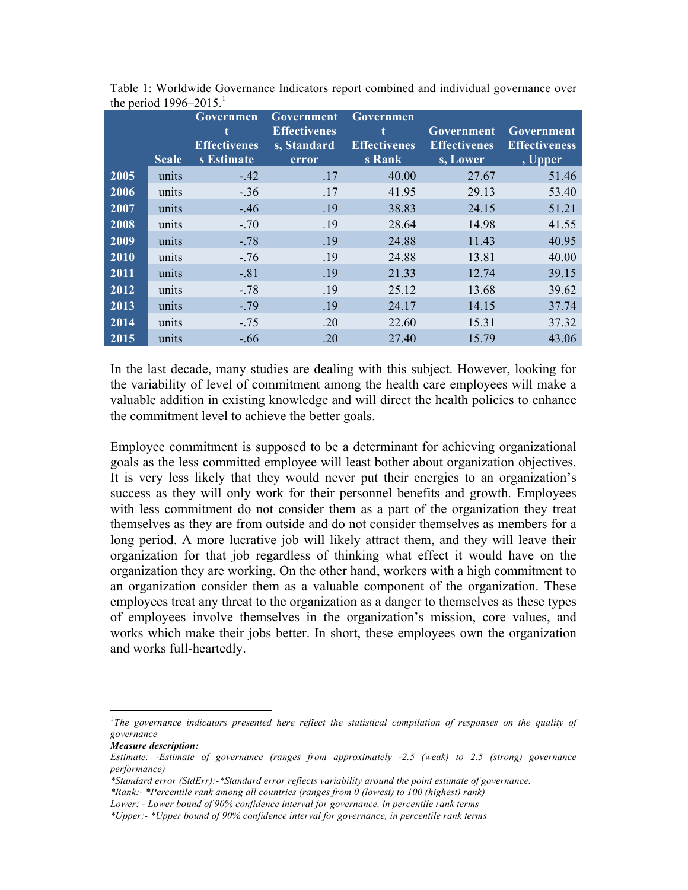Table 1: Worldwide Governance Indicators report combined and individual governance over the period 1996–2015.[1]

| | Scale | Government Effectiveness Estimate | Government Effectiveness, Standard error | Government Effectiveness Rank | Government Effectiveness, Lower | Government Effectiveness, Upper |
|---|---|---|---|---|---|---|
| 2005 | units | -.42 | .17 | 40.00 | 27.67 | 51.46 |
| 2006 | units | -.36 | .17 | 41.95 | 29.13 | 53.40 |
| 2007 | units | -.46 | .19 | 38.83 | 24.15 | 51.21 |
| 2008 | units | -.70 | .19 | 28.64 | 14.98 | 41.55 |
| 2009 | units | -.78 | .19 | 24.88 | 11.43 | 40.95 |
| 2010 | units | -.76 | .19 | 24.88 | 13.81 | 40.00 |
| 2011 | units | -.81 | .19 | 21.33 | 12.74 | 39.15 |
| 2012 | units | -.78 | .19 | 25.12 | 13.68 | 39.62 |
| 2013 | units | -.79 | .19 | 24.17 | 14.15 | 37.74 |
| 2014 | units | -.75 | .20 | 22.60 | 15.31 | 37.32 |
| 2015 | units | -.66 | .20 | 27.40 | 15.79 | 43.06 |

In the last decade, many studies are dealing with this subject. However, looking for the variability of level of commitment among the health care employees will make a valuable addition in existing knowledge and will direct the health policies to enhance the commitment level to achieve the better goals.

Employee commitment is supposed to be a determinant for achieving organizational goals as the less committed employee will least bother about organization objectives. It is very less likely that they would never put their energies to an organization's success as they will only work for their personnel benefits and growth. Employees with less commitment do not consider them as a part of the organization they treat themselves as they are from outside and do not consider themselves as members for a long period. A more lucrative job will likely attract them, and they will leave their organization for that job regardless of thinking what effect it would have on the organization they are working. On the other hand, workers with a high commitment to an organization consider them as a valuable component of the organization. These employees treat any threat to the organization as a danger to themselves as these types of employees involve themselves in the organization's mission, core values, and works which make their jobs better. In short, these employees own the organization and works full-heartedly.

---

[1] *The governance indicators presented here reflect the statistical compilation of responses on the quality of governance*

***Measure description:***

*Estimate: -Estimate of governance (ranges from approximately -2.5 (weak) to 2.5 (strong) governance performance)*

*\*Standard error (StdErr):-\*Standard error reflects variability around the point estimate of governance.*

*\*Rank:- \*Percentile rank among all countries (ranges from 0 (lowest) to 100 (highest) rank)*

*Lower: - Lower bound of 90% confidence interval for governance, in percentile rank terms*

*\*Upper:- \*Upper bound of 90% confidence interval for governance, in percentile rank terms*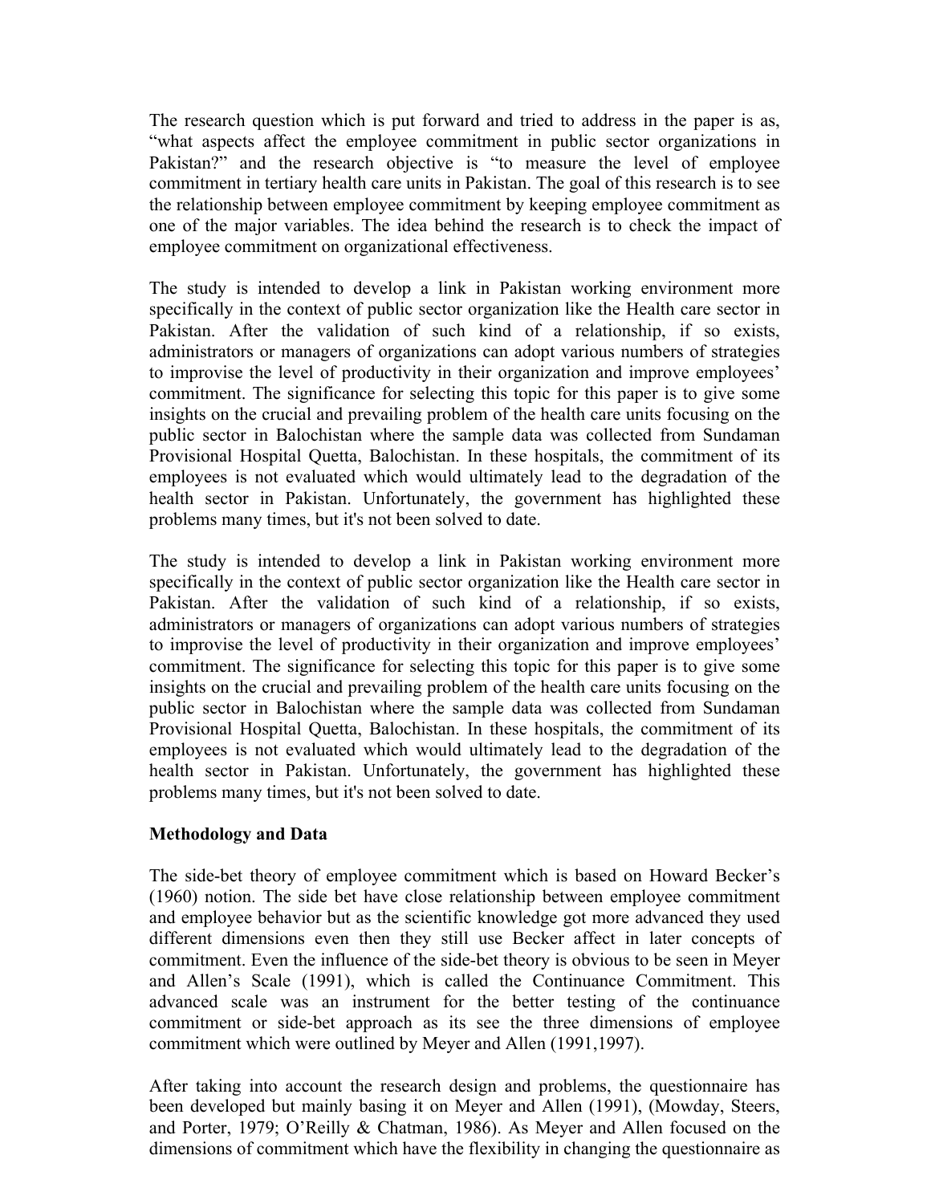The research question which is put forward and tried to address in the paper is as, “what aspects affect the employee commitment in public sector organizations in Pakistan?” and the research objective is “to measure the level of employee commitment in tertiary health care units in Pakistan. The goal of this research is to see the relationship between employee commitment by keeping employee commitment as one of the major variables. The idea behind the research is to check the impact of employee commitment on organizational effectiveness.

The study is intended to develop a link in Pakistan working environment more specifically in the context of public sector organization like the Health care sector in Pakistan. After the validation of such kind of a relationship, if so exists, administrators or managers of organizations can adopt various numbers of strategies to improvise the level of productivity in their organization and improve employees’ commitment. The significance for selecting this topic for this paper is to give some insights on the crucial and prevailing problem of the health care units focusing on the public sector in Balochistan where the sample data was collected from Sundaman Provisional Hospital Quetta, Balochistan. In these hospitals, the commitment of its employees is not evaluated which would ultimately lead to the degradation of the health sector in Pakistan. Unfortunately, the government has highlighted these problems many times, but it's not been solved to date.

The study is intended to develop a link in Pakistan working environment more specifically in the context of public sector organization like the Health care sector in Pakistan. After the validation of such kind of a relationship, if so exists, administrators or managers of organizations can adopt various numbers of strategies to improvise the level of productivity in their organization and improve employees’ commitment. The significance for selecting this topic for this paper is to give some insights on the crucial and prevailing problem of the health care units focusing on the public sector in Balochistan where the sample data was collected from Sundaman Provisional Hospital Quetta, Balochistan. In these hospitals, the commitment of its employees is not evaluated which would ultimately lead to the degradation of the health sector in Pakistan. Unfortunately, the government has highlighted these problems many times, but it's not been solved to date.

**Methodology and Data**

The side-bet theory of employee commitment which is based on Howard Becker’s (1960) notion. The side bet have close relationship between employee commitment and employee behavior but as the scientific knowledge got more advanced they used different dimensions even then they still use Becker affect in later concepts of commitment. Even the influence of the side-bet theory is obvious to be seen in Meyer and Allen’s Scale (1991), which is called the Continuance Commitment. This advanced scale was an instrument for the better testing of the continuance commitment or side-bet approach as its see the three dimensions of employee commitment which were outlined by Meyer and Allen (1991,1997).

After taking into account the research design and problems, the questionnaire has been developed but mainly basing it on Meyer and Allen (1991), (Mowday, Steers, and Porter, 1979; O’Reilly & Chatman, 1986). As Meyer and Allen focused on the dimensions of commitment which have the flexibility in changing the questionnaire as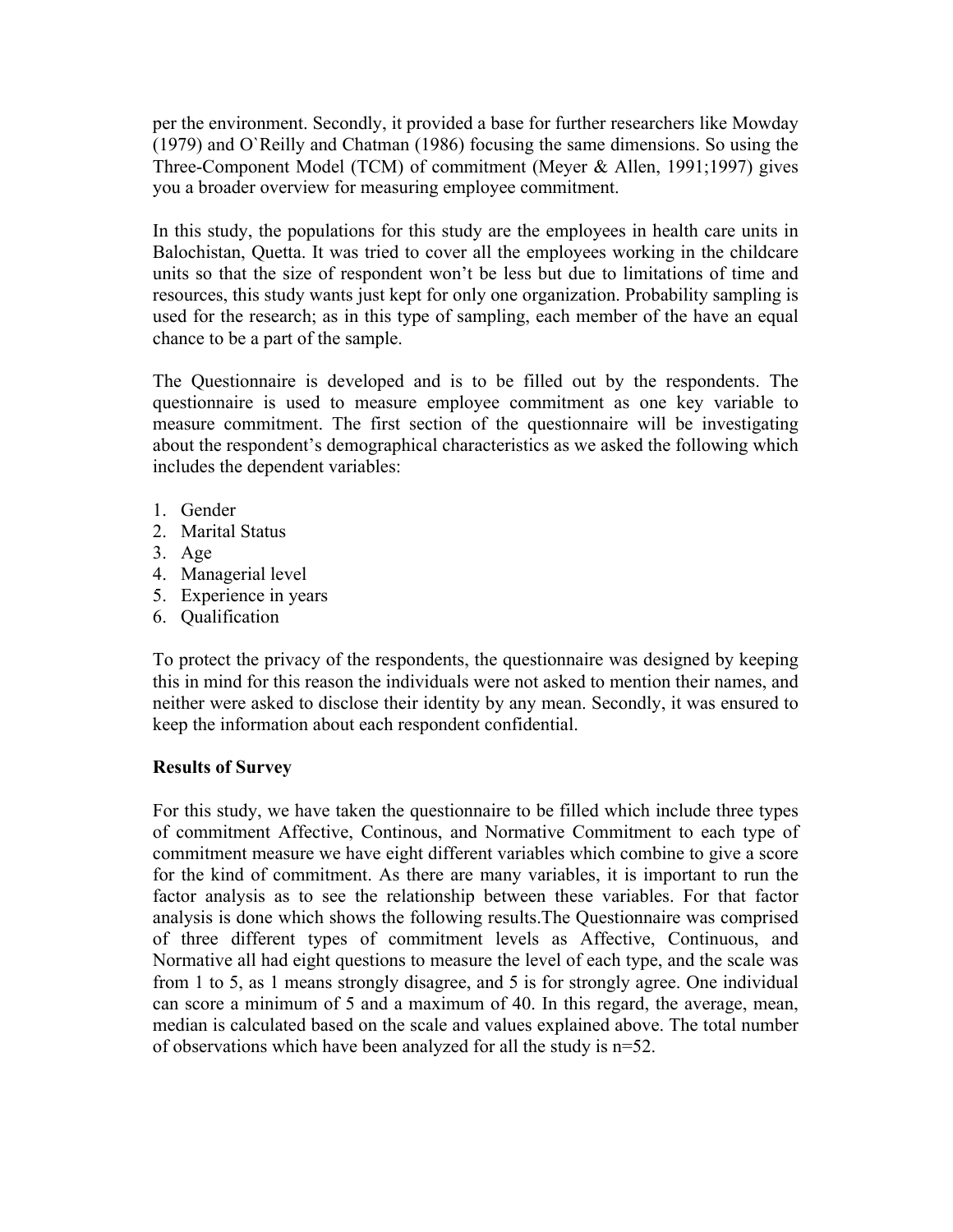per the environment. Secondly, it provided a base for further researchers like Mowday (1979) and O`Reilly and Chatman (1986) focusing the same dimensions. So using the Three-Component Model (TCM) of commitment (Meyer & Allen, 1991;1997) gives you a broader overview for measuring employee commitment.

In this study, the populations for this study are the employees in health care units in Balochistan, Quetta. It was tried to cover all the employees working in the childcare units so that the size of respondent won't be less but due to limitations of time and resources, this study wants just kept for only one organization. Probability sampling is used for the research; as in this type of sampling, each member of the have an equal chance to be a part of the sample.

The Questionnaire is developed and is to be filled out by the respondents. The questionnaire is used to measure employee commitment as one key variable to measure commitment. The first section of the questionnaire will be investigating about the respondent's demographical characteristics as we asked the following which includes the dependent variables:

1. Gender
2. Marital Status
3. Age
4. Managerial level
5. Experience in years
6. Qualification

To protect the privacy of the respondents, the questionnaire was designed by keeping this in mind for this reason the individuals were not asked to mention their names, and neither were asked to disclose their identity by any mean. Secondly, it was ensured to keep the information about each respondent confidential.

**Results of Survey**

For this study, we have taken the questionnaire to be filled which include three types of commitment Affective, Continous, and Normative Commitment to each type of commitment measure we have eight different variables which combine to give a score for the kind of commitment. As there are many variables, it is important to run the factor analysis as to see the relationship between these variables. For that factor analysis is done which shows the following results.The Questionnaire was comprised of three different types of commitment levels as Affective, Continuous, and Normative all had eight questions to measure the level of each type, and the scale was from 1 to 5, as 1 means strongly disagree, and 5 is for strongly agree. One individual can score a minimum of 5 and a maximum of 40. In this regard, the average, mean, median is calculated based on the scale and values explained above. The total number of observations which have been analyzed for all the study is n=52.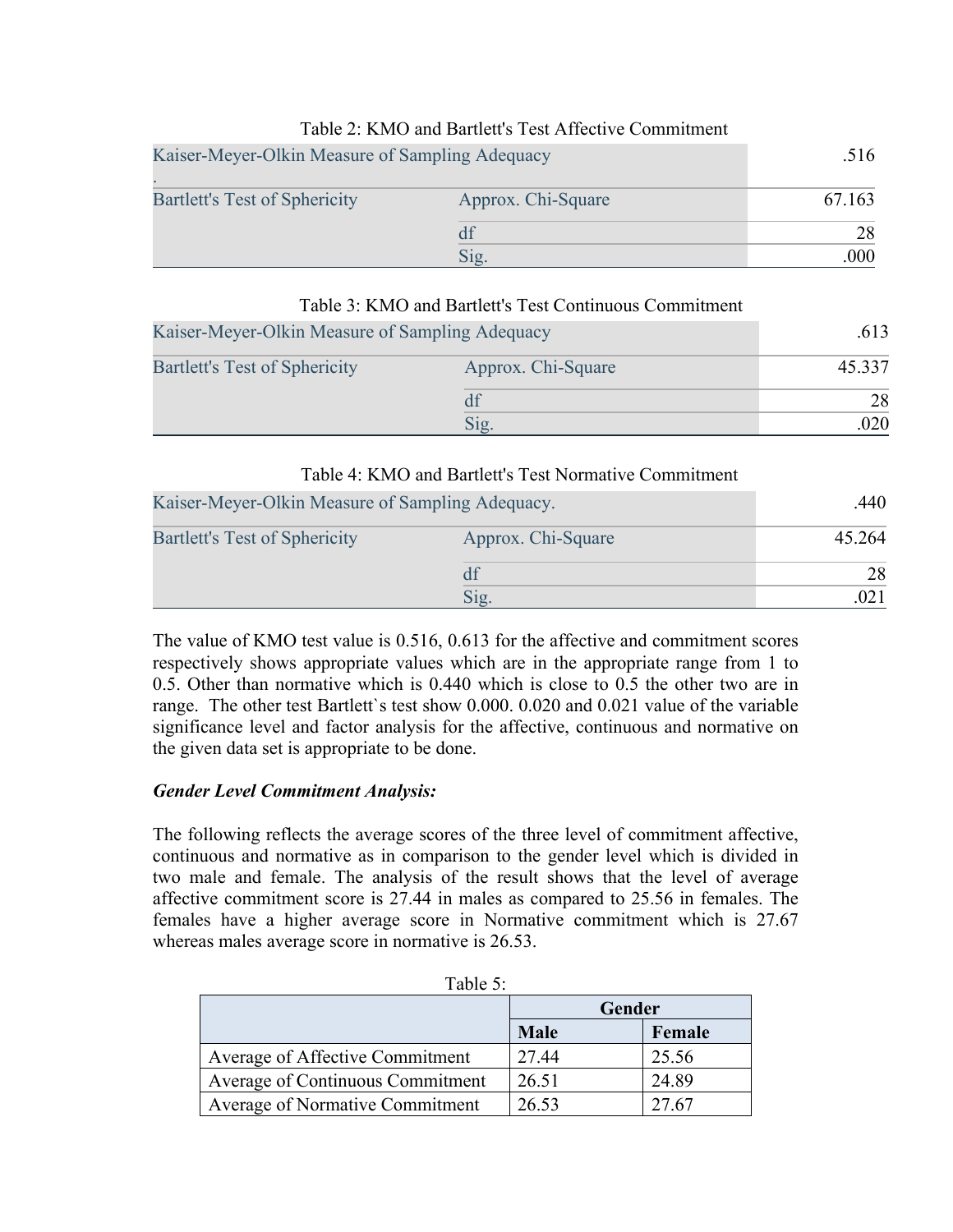Table 2: KMO and Bartlett's Test Affective Commitment

| Kaiser-Meyer-Olkin Measure of Sampling Adequacy . | | .516 |
|---|---|---|
| Bartlett's Test of Sphericity | Approx. Chi-Square | 67.163 |
| | df | 28 |
| | Sig. | .000 |

Table 3: KMO and Bartlett's Test Continuous Commitment

| Kaiser-Meyer-Olkin Measure of Sampling Adequacy | | .613 |
|---|---|---|
| Bartlett's Test of Sphericity | Approx. Chi-Square | 45.337 |
| | df | 28 |
| | Sig. | .020 |

Table 4: KMO and Bartlett's Test Normative Commitment

| Kaiser-Meyer-Olkin Measure of Sampling Adequacy. | | .440 |
|---|---|---|
| Bartlett's Test of Sphericity | Approx. Chi-Square | 45.264 |
| | df | 28 |
| | Sig. | .021 |

The value of KMO test value is 0.516, 0.613 for the affective and commitment scores respectively shows appropriate values which are in the appropriate range from 1 to 0.5. Other than normative which is 0.440 which is close to 0.5 the other two are in range. The other test Bartlett`s test show 0.000. 0.020 and 0.021 value of the variable significance level and factor analysis for the affective, continuous and normative on the given data set is appropriate to be done.

***Gender Level Commitment Analysis:***

The following reflects the average scores of the three level of commitment affective, continuous and normative as in comparison to the gender level which is divided in two male and female. The analysis of the result shows that the level of average affective commitment score is 27.44 in males as compared to 25.56 in females. The females have a higher average score in Normative commitment which is 27.67 whereas males average score in normative is 26.53.

Table 5:

| | **Gender** | |
|---|---|---|
| | **Male** | **Female** |
| Average of Affective Commitment | 27.44 | 25.56 |
| Average of Continuous Commitment | 26.51 | 24.89 |
| Average of Normative Commitment | 26.53 | 27.67 |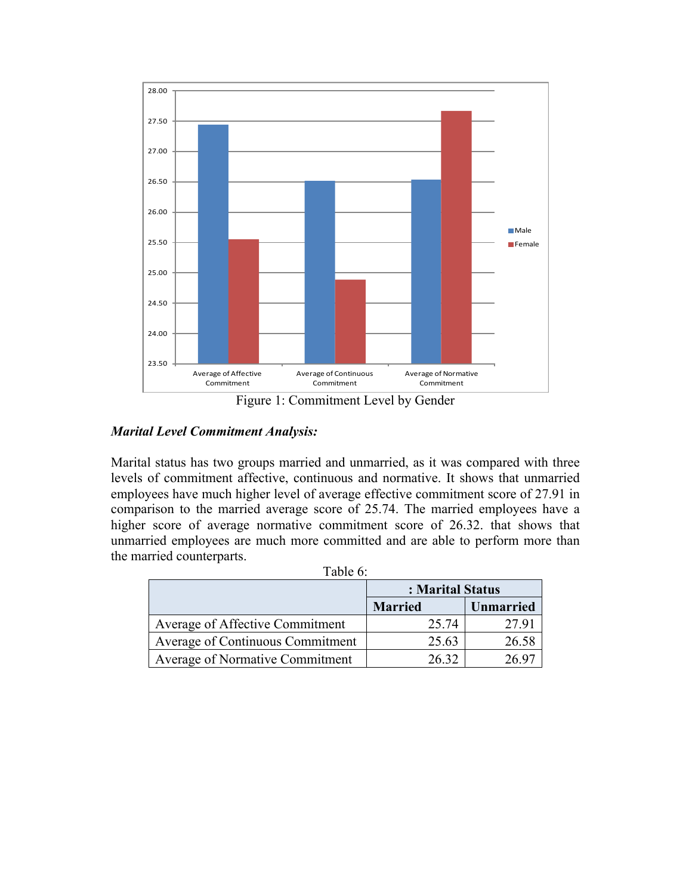Figure 1: Commitment Level by Gender

***Marital Level Commitment Analysis:***

Marital status has two groups married and unmarried, as it was compared with three levels of commitment affective, continuous and normative. It shows that unmarried employees have much higher level of average effective commitment score of 27.91 in comparison to the married average score of 25.74. The married employees have a higher score of average normative commitment score of 26.32. that shows that unmarried employees are much more committed and are able to perform more than the married counterparts.

Table 6:

| | : Marital Status | |
|---|---|---|
| | **Married** | **Unmarried** |
| Average of Affective Commitment | 25.74 | 27.91 |
| Average of Continuous Commitment | 25.63 | 26.58 |
| Average of Normative Commitment | 26.32 | 26.97 |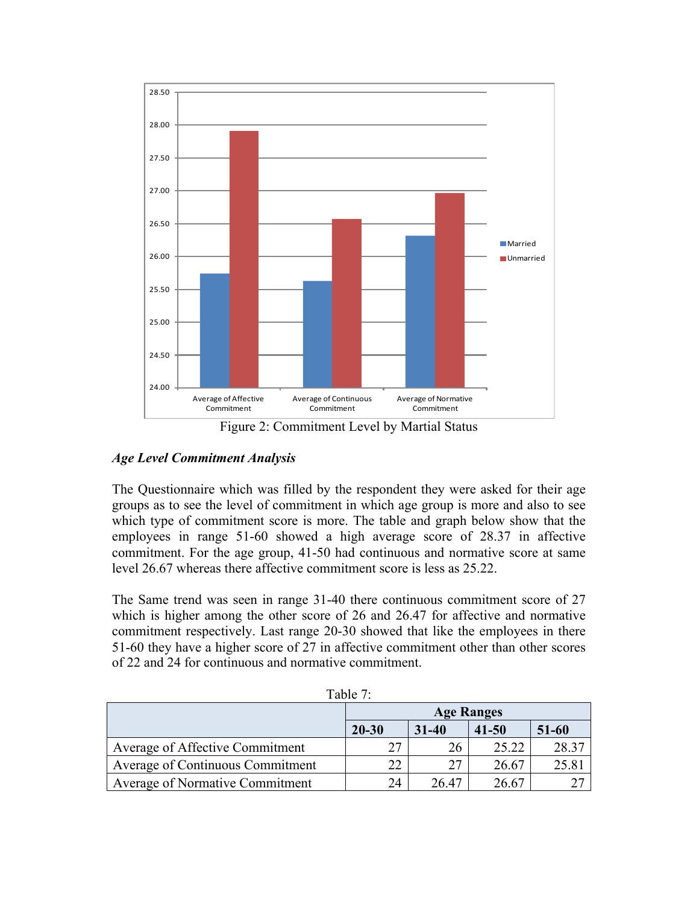Figure 2: Commitment Level by Martial Status

### *Age Level Commitment Analysis*

The Questionnaire which was filled by the respondent they were asked for their age groups as to see the level of commitment in which age group is more and also to see which type of commitment score is more. The table and graph below show that the employees in range 51-60 showed a high average score of 28.37 in affective commitment. For the age group, 41-50 had continuous and normative score at same level 26.67 whereas there affective commitment score is less as 25.22.

The Same trend was seen in range 31-40 there continuous commitment score of 27 which is higher among the other score of 26 and 26.47 for affective and normative commitment respectively. Last range 20-30 showed that like the employees in there 51-60 they have a higher score of 27 in affective commitment other than other scores of 22 and 24 for continuous and normative commitment.

Table 7:

| | **Age Ranges** | | | |
|---|---|---|---|---|
| | **20-30** | **31-40** | **41-50** | **51-60** |
| Average of Affective Commitment | 27 | 26 | 25.22 | 28.37 |
| Average of Continuous Commitment | 22 | 27 | 26.67 | 25.81 |
| Average of Normative Commitment | 24 | 26.47 | 26.67 | 27 |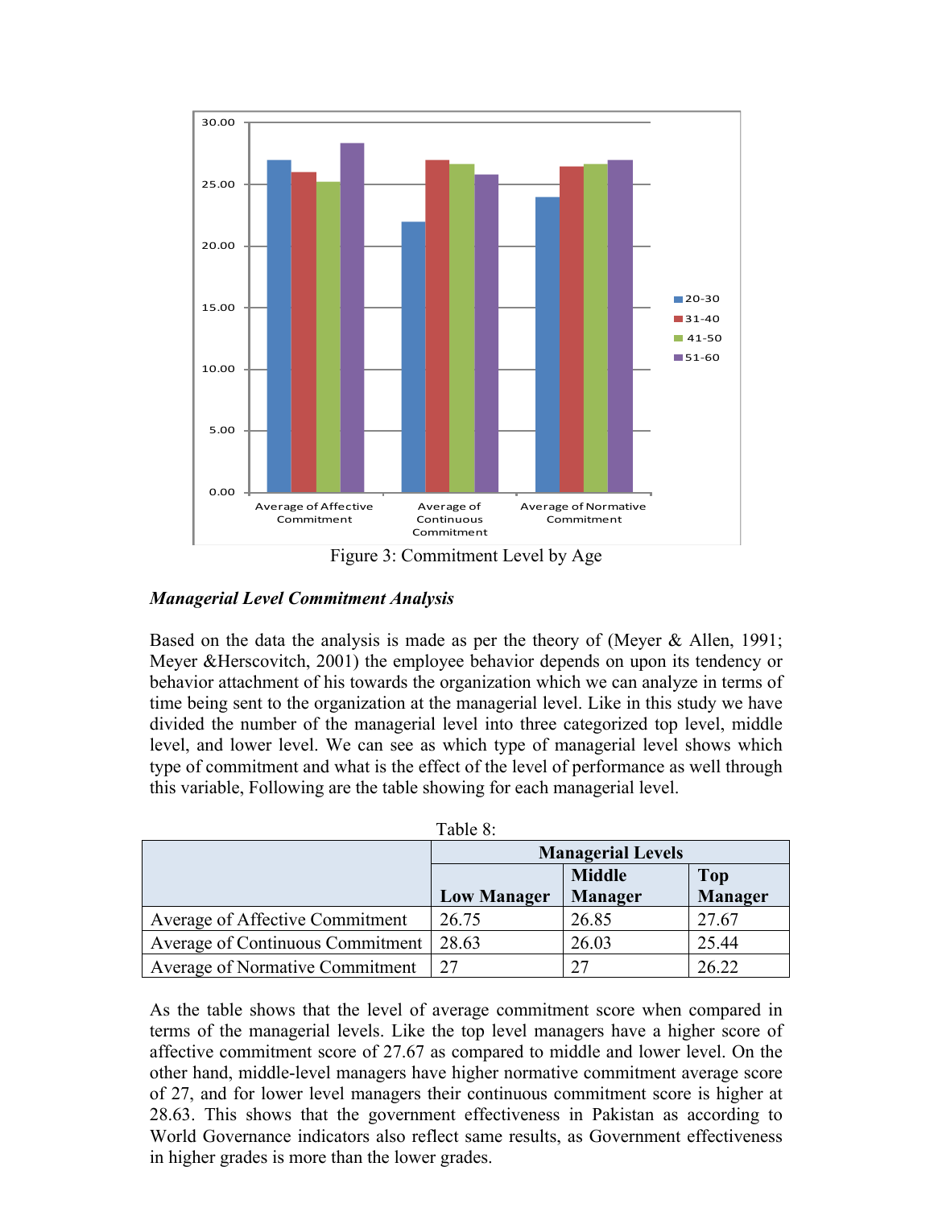Figure 3: Commitment Level by Age

***Managerial Level Commitment Analysis***

Based on the data the analysis is made as per the theory of (Meyer & Allen, 1991; Meyer &Herscovitch, 2001) the employee behavior depends on upon its tendency or behavior attachment of his towards the organization which we can analyze in terms of time being sent to the organization at the managerial level. Like in this study we have divided the number of the managerial level into three categorized top level, middle level, and lower level. We can see as which type of managerial level shows which type of commitment and what is the effect of the level of performance as well through this variable, Following are the table showing for each managerial level.

Table 8:

| | **Managerial Levels** | | |
|---|---|---|---|
| | **Low Manager** | **Middle Manager** | **Top Manager** |
| Average of Affective Commitment | 26.75 | 26.85 | 27.67 |
| Average of Continuous Commitment | 28.63 | 26.03 | 25.44 |
| Average of Normative Commitment | 27 | 27 | 26.22 |

As the table shows that the level of average commitment score when compared in terms of the managerial levels. Like the top level managers have a higher score of affective commitment score of 27.67 as compared to middle and lower level. On the other hand, middle-level managers have higher normative commitment average score of 27, and for lower level managers their continuous commitment score is higher at 28.63. This shows that the government effectiveness in Pakistan as according to World Governance indicators also reflect same results, as Government effectiveness in higher grades is more than the lower grades.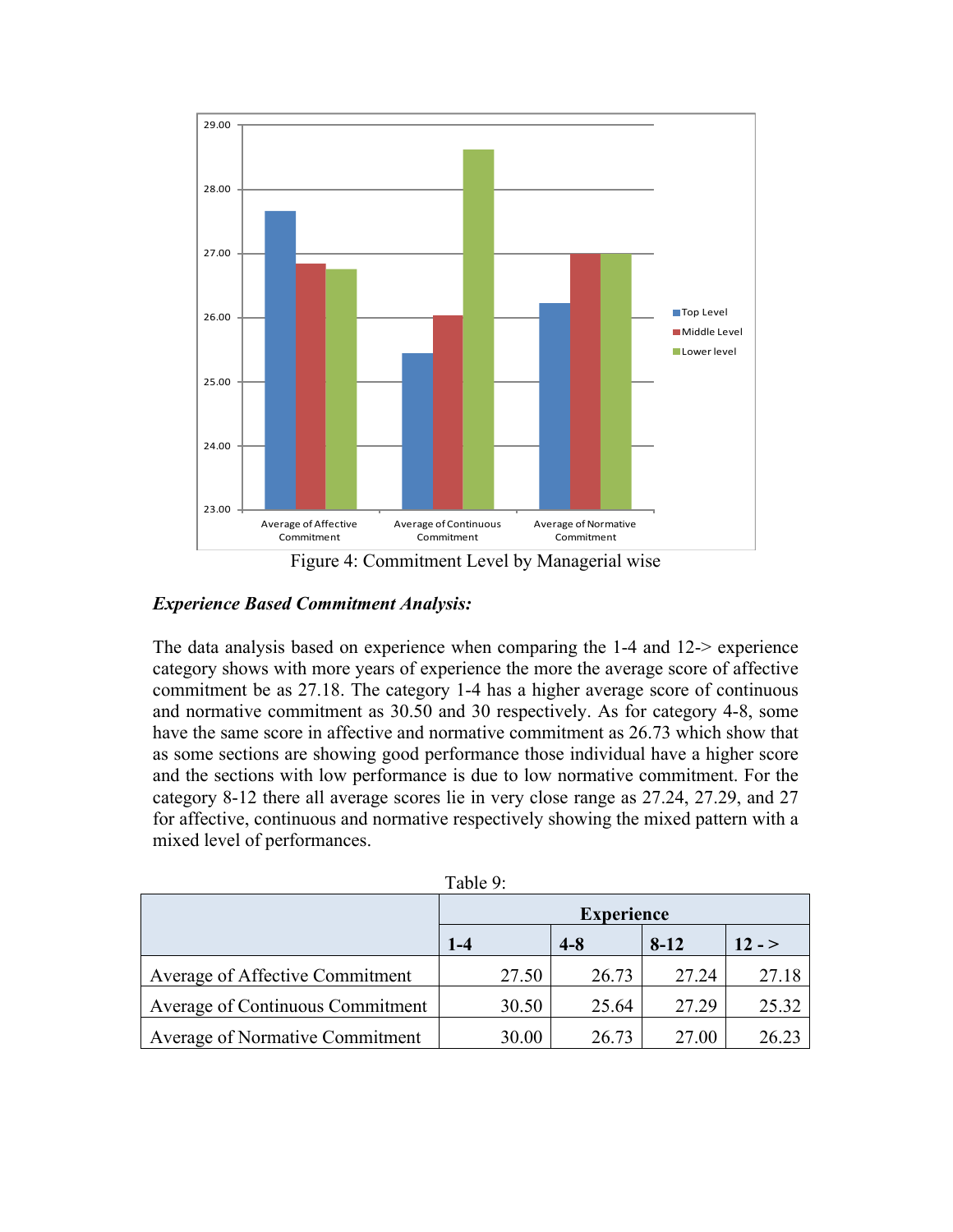Figure 4: Commitment Level by Managerial wise

***Experience Based Commitment Analysis:***

The data analysis based on experience when comparing the 1-4 and 12-> experience category shows with more years of experience the more the average score of affective commitment be as 27.18. The category 1-4 has a higher average score of continuous and normative commitment as 30.50 and 30 respectively. As for category 4-8, some have the same score in affective and normative commitment as 26.73 which show that as some sections are showing good performance those individual have a higher score and the sections with low performance is due to low normative commitment. For the category 8-12 there all average scores lie in very close range as 27.24, 27.29, and 27 for affective, continuous and normative respectively showing the mixed pattern with a mixed level of performances.

Table 9:

| | **Experience** | | | |
|---|---|---|---|---|
| | **1-4** | **4-8** | **8-12** | **12 - >** |
| Average of Affective Commitment | 27.50 | 26.73 | 27.24 | 27.18 |
| Average of Continuous Commitment | 30.50 | 25.64 | 27.29 | 25.32 |
| Average of Normative Commitment | 30.00 | 26.73 | 27.00 | 26.23 |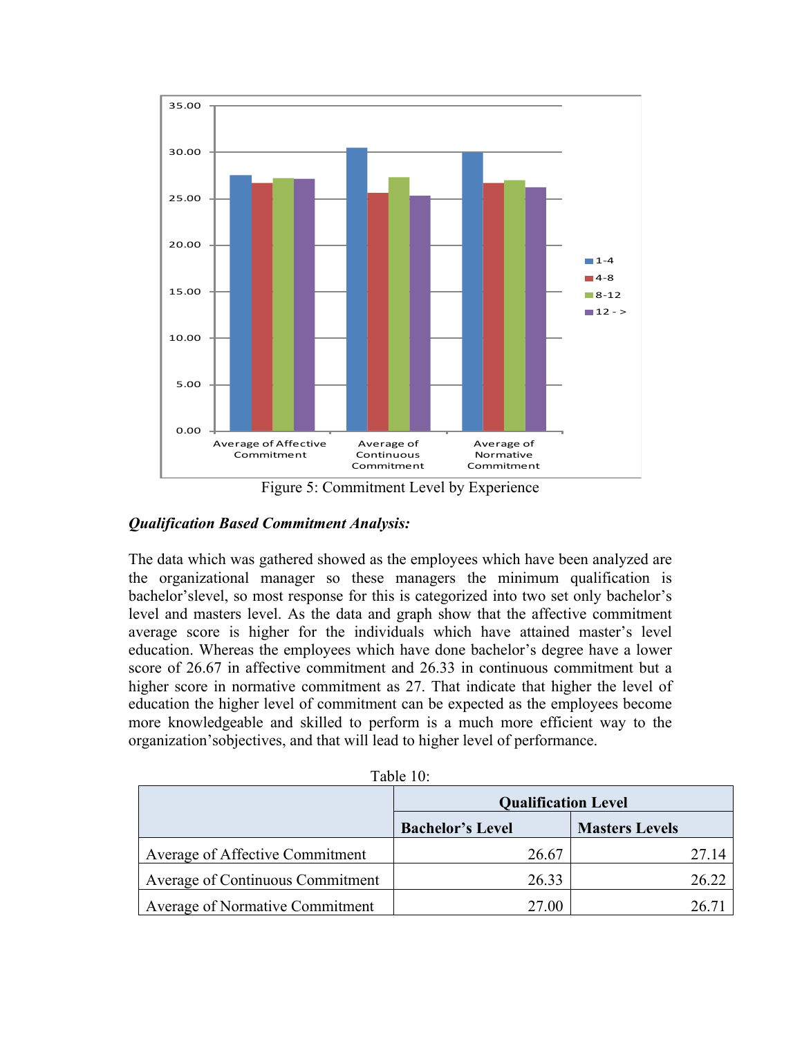Figure 5: Commitment Level by Experience

***Qualification Based Commitment Analysis:***

The data which was gathered showed as the employees which have been analyzed are the organizational manager so these managers the minimum qualification is bachelor'slevel, so most response for this is categorized into two set only bachelor's level and masters level. As the data and graph show that the affective commitment average score is higher for the individuals which have attained master's level education. Whereas the employees which have done bachelor's degree have a lower score of 26.67 in affective commitment and 26.33 in continuous commitment but a higher score in normative commitment as 27. That indicate that higher the level of education the higher level of commitment can be expected as the employees become more knowledgeable and skilled to perform is a much more efficient way to the organization'sobjectives, and that will lead to higher level of performance.

Table 10:

| | **Qualification Level** | |
|---|---|---|
| | **Bachelor's Level** | **Masters Levels** |
| Average of Affective Commitment | 26.67 | 27.14 |
| Average of Continuous Commitment | 26.33 | 26.22 |
| Average of Normative Commitment | 27.00 | 26.71 |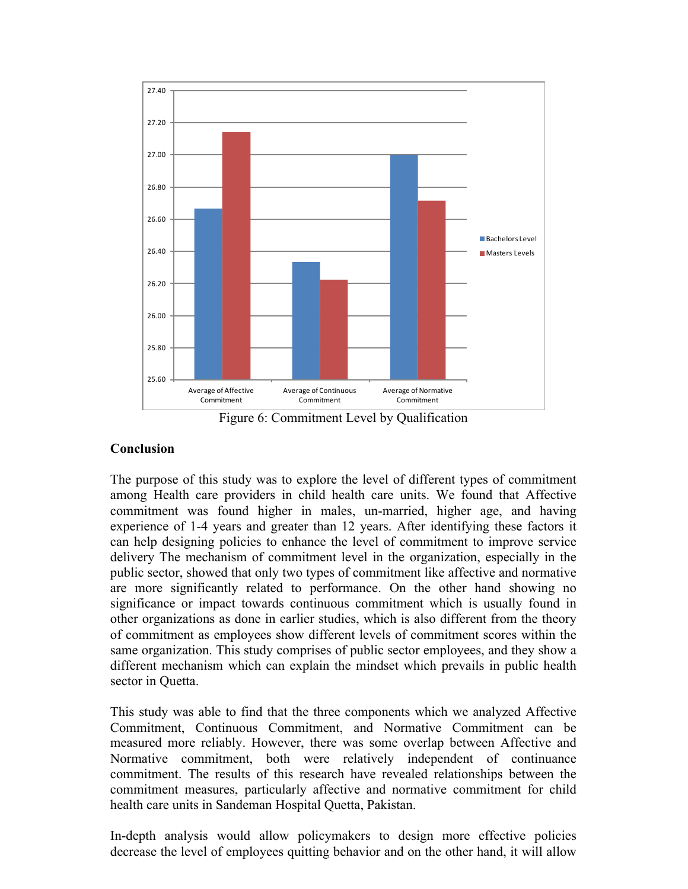Figure 6: Commitment Level by Qualification

**Conclusion**

The purpose of this study was to explore the level of different types of commitment among Health care providers in child health care units. We found that Affective commitment was found higher in males, un-married, higher age, and having experience of 1-4 years and greater than 12 years. After identifying these factors it can help designing policies to enhance the level of commitment to improve service delivery The mechanism of commitment level in the organization, especially in the public sector, showed that only two types of commitment like affective and normative are more significantly related to performance. On the other hand showing no significance or impact towards continuous commitment which is usually found in other organizations as done in earlier studies, which is also different from the theory of commitment as employees show different levels of commitment scores within the same organization. This study comprises of public sector employees, and they show a different mechanism which can explain the mindset which prevails in public health sector in Quetta.

This study was able to find that the three components which we analyzed Affective Commitment, Continuous Commitment, and Normative Commitment can be measured more reliably. However, there was some overlap between Affective and Normative commitment, both were relatively independent of continuance commitment. The results of this research have revealed relationships between the commitment measures, particularly affective and normative commitment for child health care units in Sandeman Hospital Quetta, Pakistan.

In-depth analysis would allow policymakers to design more effective policies decrease the level of employees quitting behavior and on the other hand, it will allow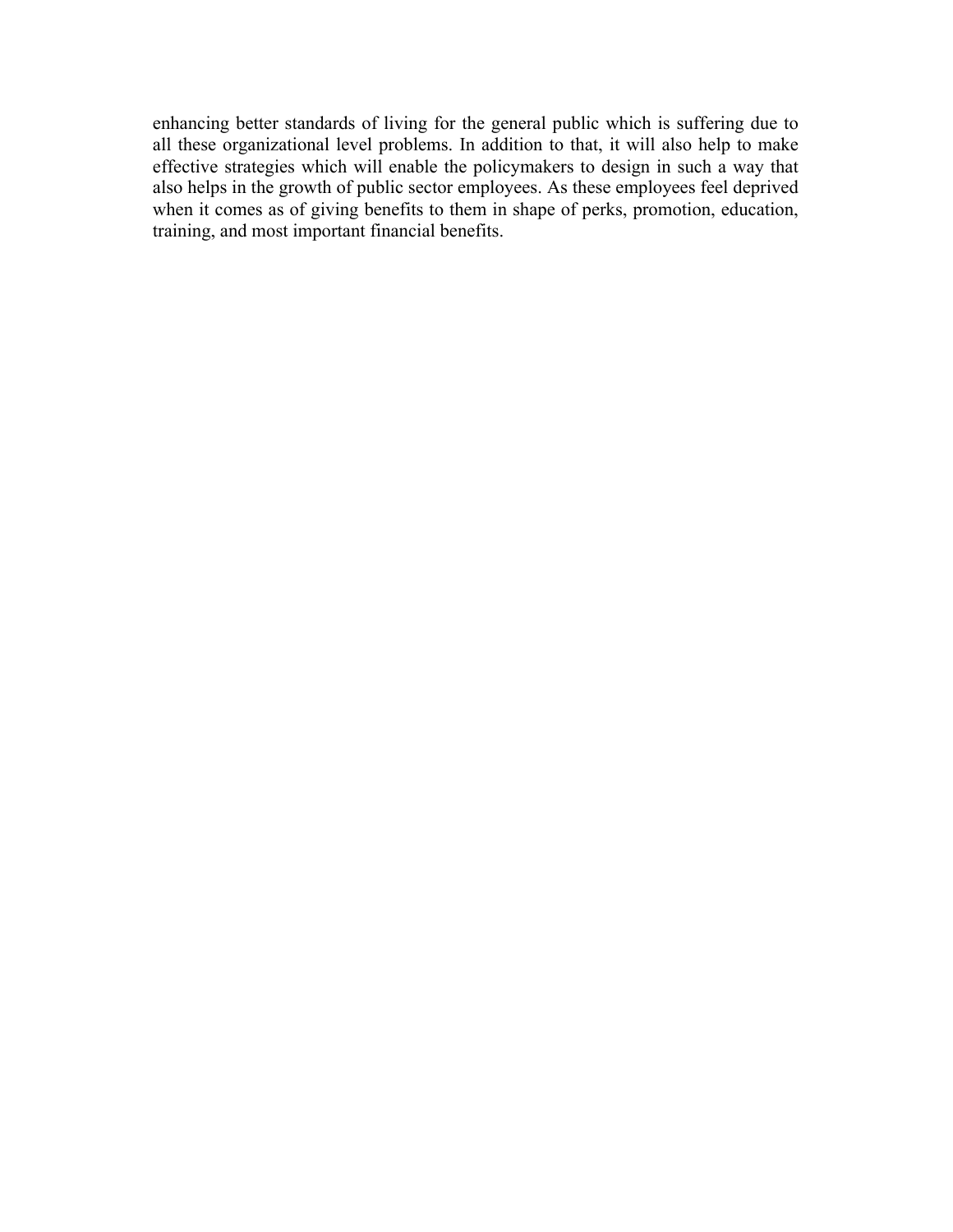enhancing better standards of living for the general public which is suffering due to all these organizational level problems. In addition to that, it will also help to make effective strategies which will enable the policymakers to design in such a way that also helps in the growth of public sector employees. As these employees feel deprived when it comes as of giving benefits to them in shape of perks, promotion, education, training, and most important financial benefits.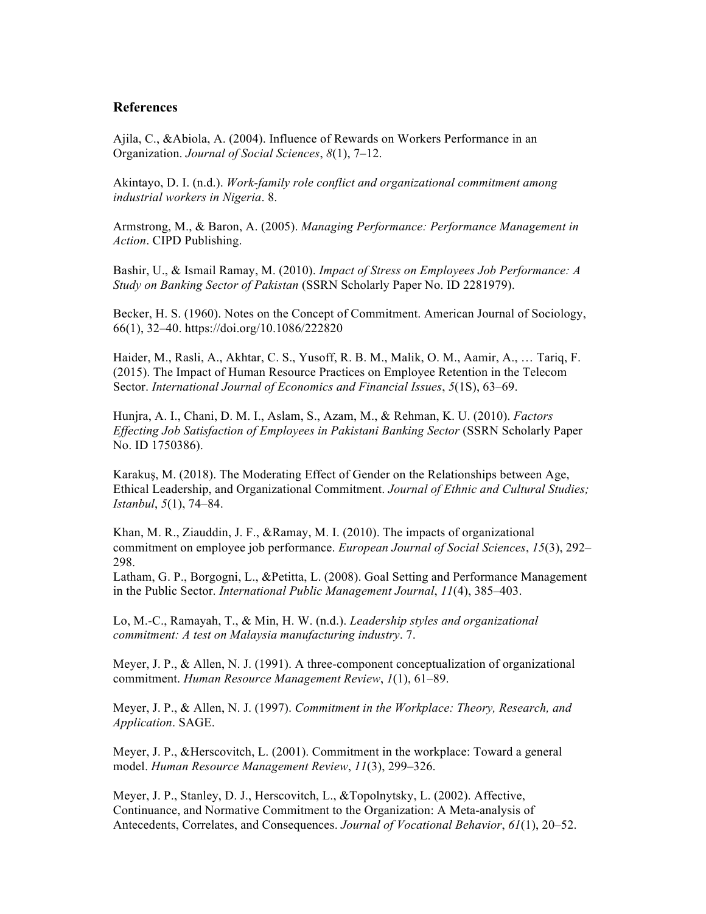## References

Ajila, C., &Abiola, A. (2004). Influence of Rewards on Workers Performance in an Organization. *Journal of Social Sciences*, *8*(1), 7–12.

Akintayo, D. I. (n.d.). *Work-family role conflict and organizational commitment among industrial workers in Nigeria*. 8.

Armstrong, M., & Baron, A. (2005). *Managing Performance: Performance Management in Action*. CIPD Publishing.

Bashir, U., & Ismail Ramay, M. (2010). *Impact of Stress on Employees Job Performance: A Study on Banking Sector of Pakistan* (SSRN Scholarly Paper No. ID 2281979).

Becker, H. S. (1960). Notes on the Concept of Commitment. American Journal of Sociology, 66(1), 32–40. https://doi.org/10.1086/222820

Haider, M., Rasli, A., Akhtar, C. S., Yusoff, R. B. M., Malik, O. M., Aamir, A., … Tariq, F. (2015). The Impact of Human Resource Practices on Employee Retention in the Telecom Sector. *International Journal of Economics and Financial Issues*, *5*(1S), 63–69.

Hunjra, A. I., Chani, D. M. I., Aslam, S., Azam, M., & Rehman, K. U. (2010). *Factors Effecting Job Satisfaction of Employees in Pakistani Banking Sector* (SSRN Scholarly Paper No. ID 1750386).

Karakuş, M. (2018). The Moderating Effect of Gender on the Relationships between Age, Ethical Leadership, and Organizational Commitment. *Journal of Ethnic and Cultural Studies; Istanbul*, *5*(1), 74–84.

Khan, M. R., Ziauddin, J. F., &Ramay, M. I. (2010). The impacts of organizational commitment on employee job performance. *European Journal of Social Sciences*, *15*(3), 292–298.

Latham, G. P., Borgogni, L., &Petitta, L. (2008). Goal Setting and Performance Management in the Public Sector. *International Public Management Journal*, *11*(4), 385–403.

Lo, M.-C., Ramayah, T., & Min, H. W. (n.d.). *Leadership styles and organizational commitment: A test on Malaysia manufacturing industry*. 7.

Meyer, J. P., & Allen, N. J. (1991). A three-component conceptualization of organizational commitment. *Human Resource Management Review*, *1*(1), 61–89.

Meyer, J. P., & Allen, N. J. (1997). *Commitment in the Workplace: Theory, Research, and Application*. SAGE.

Meyer, J. P., &Herscovitch, L. (2001). Commitment in the workplace: Toward a general model. *Human Resource Management Review*, *11*(3), 299–326.

Meyer, J. P., Stanley, D. J., Herscovitch, L., &Topolnytsky, L. (2002). Affective, Continuance, and Normative Commitment to the Organization: A Meta-analysis of Antecedents, Correlates, and Consequences. *Journal of Vocational Behavior*, *61*(1), 20–52.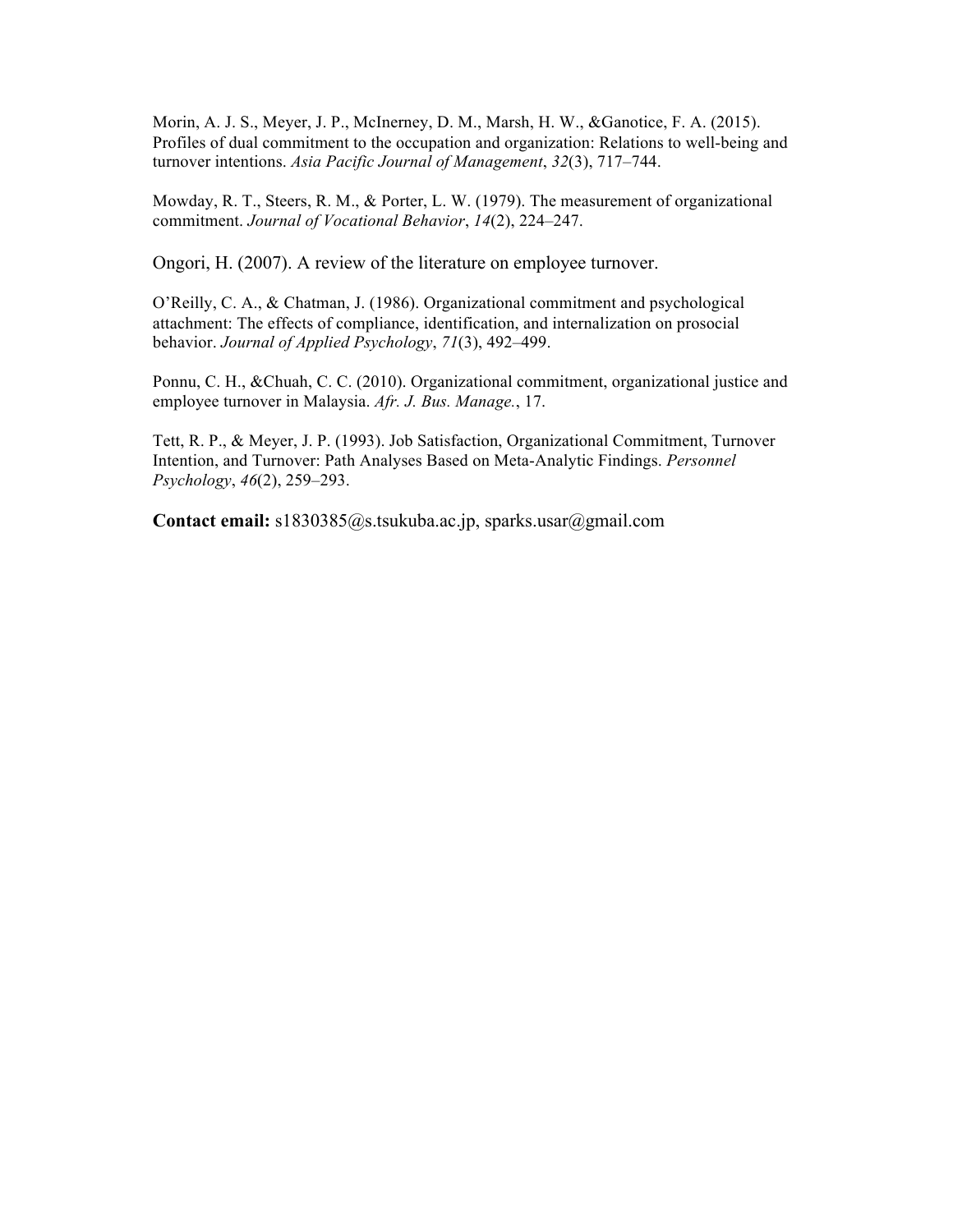Morin, A. J. S., Meyer, J. P., McInerney, D. M., Marsh, H. W., &Ganotice, F. A. (2015). Profiles of dual commitment to the occupation and organization: Relations to well-being and turnover intentions. *Asia Pacific Journal of Management*, *32*(3), 717–744.

Mowday, R. T., Steers, R. M., & Porter, L. W. (1979). The measurement of organizational commitment. *Journal of Vocational Behavior*, *14*(2), 224–247.

Ongori, H. (2007). A review of the literature on employee turnover.

O'Reilly, C. A., & Chatman, J. (1986). Organizational commitment and psychological attachment: The effects of compliance, identification, and internalization on prosocial behavior. *Journal of Applied Psychology*, *71*(3), 492–499.

Ponnu, C. H., &Chuah, C. C. (2010). Organizational commitment, organizational justice and employee turnover in Malaysia. *Afr. J. Bus. Manage.*, 17.

Tett, R. P., & Meyer, J. P. (1993). Job Satisfaction, Organizational Commitment, Turnover Intention, and Turnover: Path Analyses Based on Meta-Analytic Findings. *Personnel Psychology*, *46*(2), 259–293.

**Contact email:** s1830385@s.tsukuba.ac.jp, sparks.usar@gmail.com